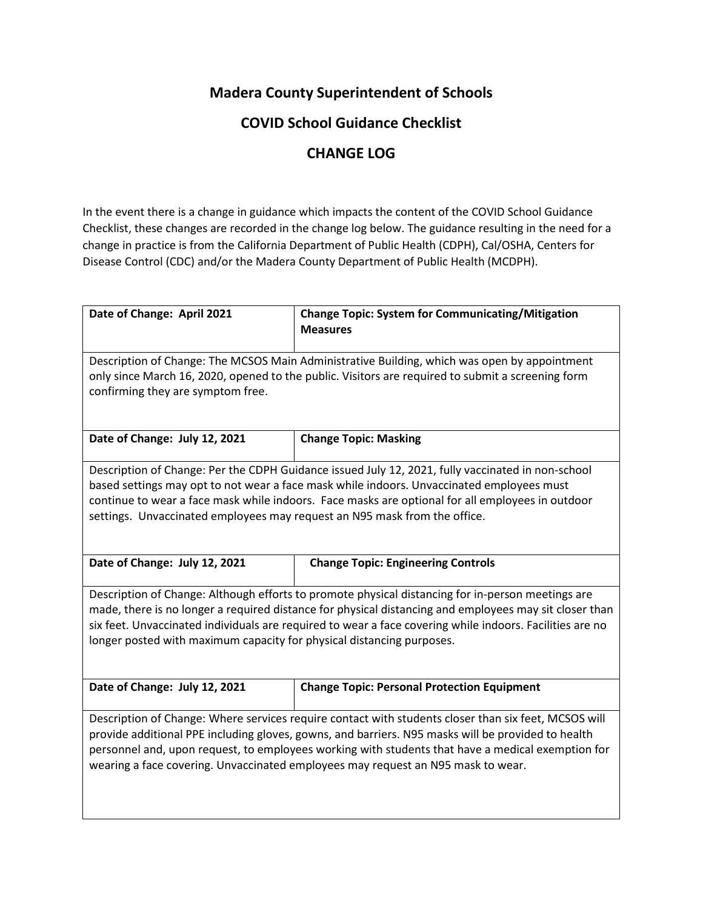# Madera County Superintendent of Schools

## COVID School Guidance Checklist

## CHANGE LOG

In the event there is a change in guidance which impacts the content of the COVID School Guidance Checklist, these changes are recorded in the change log below. The guidance resulting in the need for a change in practice is from the California Department of Public Health (CDPH), Cal/OSHA, Centers for Disease Control (CDC) and/or the Madera County Department of Public Health (MCDPH).

| **Date of Change: April 2021** | **Change Topic: System for Communicating/Mitigation Measures** |
|---|---|
| Description of Change: The MCSOS Main Administrative Building, which was open by appointment only since March 16, 2020, opened to the public. Visitors are required to submit a screening form confirming they are symptom free. | |

| **Date of Change: July 12, 2021** | **Change Topic: Masking** |
|---|---|
| Description of Change: Per the CDPH Guidance issued July 12, 2021, fully vaccinated in non-school based settings may opt to not wear a face mask while indoors. Unvaccinated employees must continue to wear a face mask while indoors. Face masks are optional for all employees in outdoor settings. Unvaccinated employees may request an N95 mask from the office. | |

| **Date of Change: July 12, 2021** | **Change Topic: Engineering Controls** |
|---|---|
| Description of Change: Although efforts to promote physical distancing for in-person meetings are made, there is no longer a required distance for physical distancing and employees may sit closer than six feet. Unvaccinated individuals are required to wear a face covering while indoors. Facilities are no longer posted with maximum capacity for physical distancing purposes. | |

| **Date of Change: July 12, 2021** | **Change Topic: Personal Protection Equipment** |
|---|---|
| Description of Change: Where services require contact with students closer than six feet, MCSOS will provide additional PPE including gloves, gowns, and barriers. N95 masks will be provided to health personnel and, upon request, to employees working with students that have a medical exemption for wearing a face covering. Unvaccinated employees may request an N95 mask to wear. | |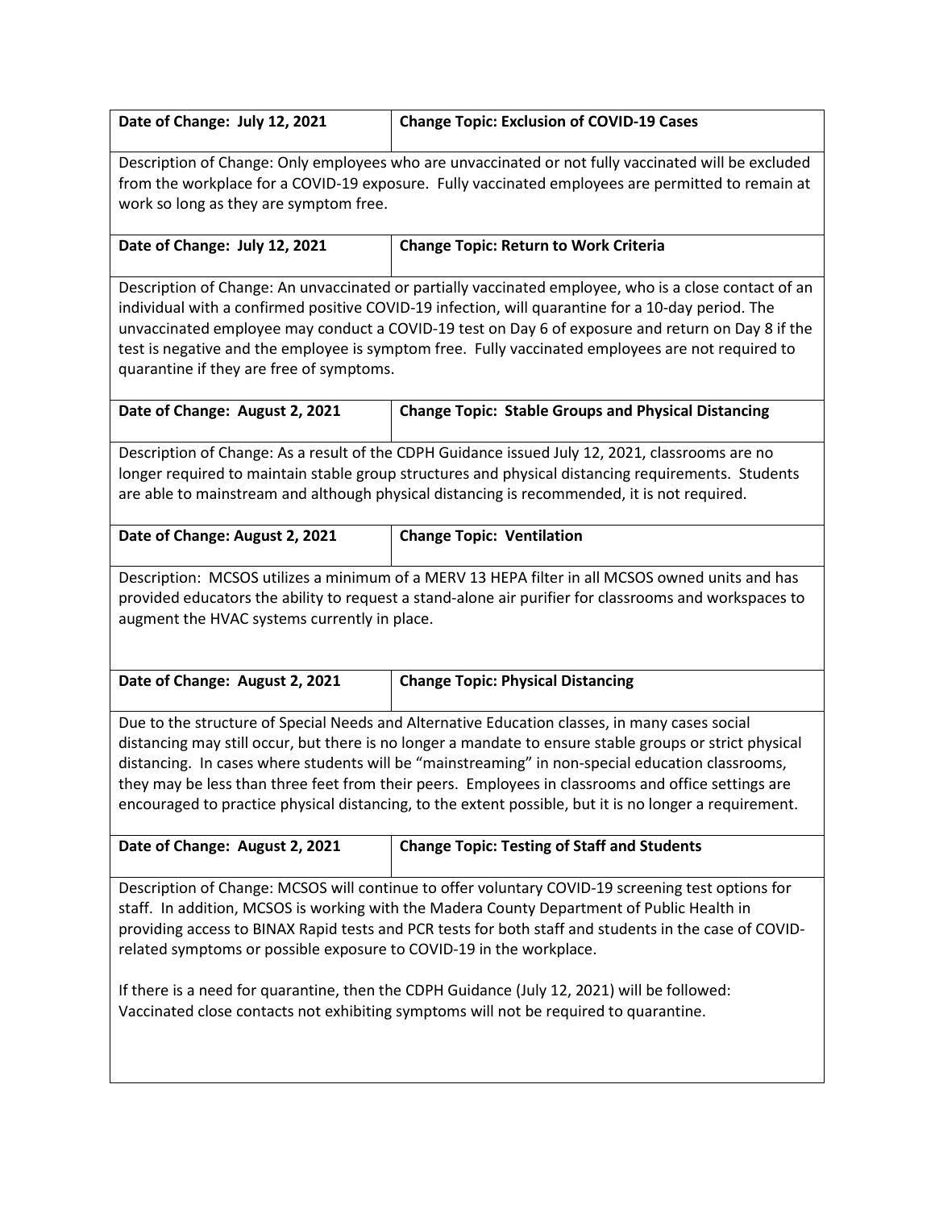| Date of Change: July 12, 2021 | Change Topic: Exclusion of COVID-19 Cases |
|---|---|

Description of Change: Only employees who are unvaccinated or not fully vaccinated will be excluded from the workplace for a COVID-19 exposure. Fully vaccinated employees are permitted to remain at work so long as they are symptom free.

| Date of Change: July 12, 2021 | Change Topic: Return to Work Criteria |
|---|---|

Description of Change: An unvaccinated or partially vaccinated employee, who is a close contact of an individual with a confirmed positive COVID-19 infection, will quarantine for a 10-day period. The unvaccinated employee may conduct a COVID-19 test on Day 6 of exposure and return on Day 8 if the test is negative and the employee is symptom free. Fully vaccinated employees are not required to quarantine if they are free of symptoms.

| Date of Change: August 2, 2021 | Change Topic: Stable Groups and Physical Distancing |
|---|---|

Description of Change: As a result of the CDPH Guidance issued July 12, 2021, classrooms are no longer required to maintain stable group structures and physical distancing requirements. Students are able to mainstream and although physical distancing is recommended, it is not required.

| Date of Change: August 2, 2021 | Change Topic: Ventilation |
|---|---|

Description: MCSOS utilizes a minimum of a MERV 13 HEPA filter in all MCSOS owned units and has provided educators the ability to request a stand-alone air purifier for classrooms and workspaces to augment the HVAC systems currently in place.

| Date of Change: August 2, 2021 | Change Topic: Physical Distancing |
|---|---|

Due to the structure of Special Needs and Alternative Education classes, in many cases social distancing may still occur, but there is no longer a mandate to ensure stable groups or strict physical distancing. In cases where students will be "mainstreaming" in non-special education classrooms, they may be less than three feet from their peers. Employees in classrooms and office settings are encouraged to practice physical distancing, to the extent possible, but it is no longer a requirement.

| Date of Change: August 2, 2021 | Change Topic: Testing of Staff and Students |
|---|---|

Description of Change: MCSOS will continue to offer voluntary COVID-19 screening test options for staff. In addition, MCSOS is working with the Madera County Department of Public Health in providing access to BINAX Rapid tests and PCR tests for both staff and students in the case of COVID-related symptoms or possible exposure to COVID-19 in the workplace.

If there is a need for quarantine, then the CDPH Guidance (July 12, 2021) will be followed: Vaccinated close contacts not exhibiting symptoms will not be required to quarantine.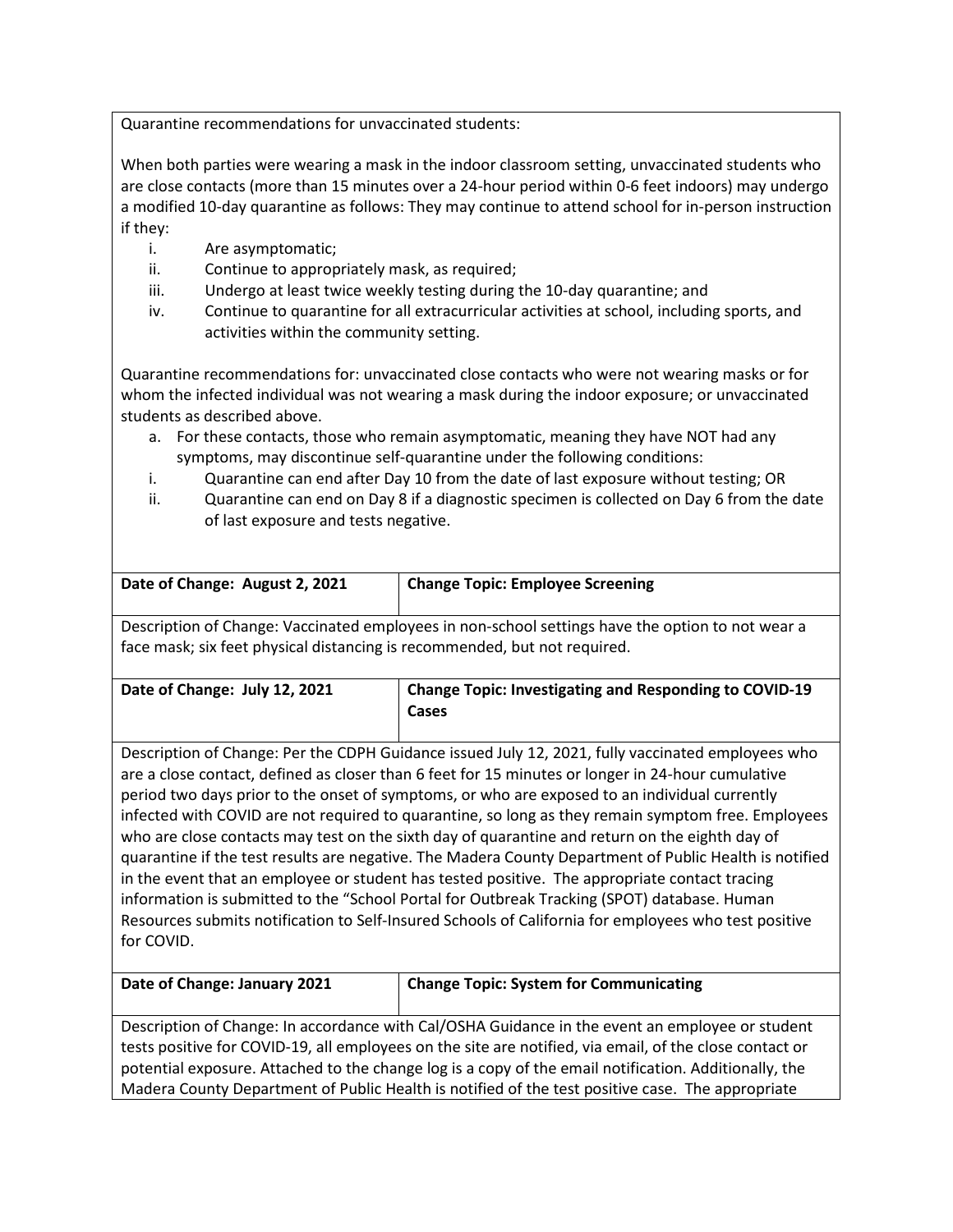Quarantine recommendations for unvaccinated students:

When both parties were wearing a mask in the indoor classroom setting, unvaccinated students who are close contacts (more than 15 minutes over a 24-hour period within 0-6 feet indoors) may undergo a modified 10-day quarantine as follows: They may continue to attend school for in-person instruction if they:

i. Are asymptomatic;
ii. Continue to appropriately mask, as required;
iii. Undergo at least twice weekly testing during the 10-day quarantine; and
iv. Continue to quarantine for all extracurricular activities at school, including sports, and activities within the community setting.

Quarantine recommendations for: unvaccinated close contacts who were not wearing masks or for whom the infected individual was not wearing a mask during the indoor exposure; or unvaccinated students as described above.

a. For these contacts, those who remain asymptomatic, meaning they have NOT had any symptoms, may discontinue self-quarantine under the following conditions:

i. Quarantine can end after Day 10 from the date of last exposure without testing; OR
ii. Quarantine can end on Day 8 if a diagnostic specimen is collected on Day 6 from the date of last exposure and tests negative.

| **Date of Change: August 2, 2021** | **Change Topic: Employee Screening** |
| --- | --- |

Description of Change: Vaccinated employees in non-school settings have the option to not wear a face mask; six feet physical distancing is recommended, but not required.

| **Date of Change: July 12, 2021** | **Change Topic: Investigating and Responding to COVID-19 Cases** |
| --- | --- |

Description of Change: Per the CDPH Guidance issued July 12, 2021, fully vaccinated employees who are a close contact, defined as closer than 6 feet for 15 minutes or longer in 24-hour cumulative period two days prior to the onset of symptoms, or who are exposed to an individual currently infected with COVID are not required to quarantine, so long as they remain symptom free. Employees who are close contacts may test on the sixth day of quarantine and return on the eighth day of quarantine if the test results are negative. The Madera County Department of Public Health is notified in the event that an employee or student has tested positive. The appropriate contact tracing information is submitted to the "School Portal for Outbreak Tracking (SPOT) database. Human Resources submits notification to Self-Insured Schools of California for employees who test positive for COVID.

| **Date of Change: January 2021** | **Change Topic: System for Communicating** |
| --- | --- |

Description of Change: In accordance with Cal/OSHA Guidance in the event an employee or student tests positive for COVID-19, all employees on the site are notified, via email, of the close contact or potential exposure. Attached to the change log is a copy of the email notification. Additionally, the Madera County Department of Public Health is notified of the test positive case. The appropriate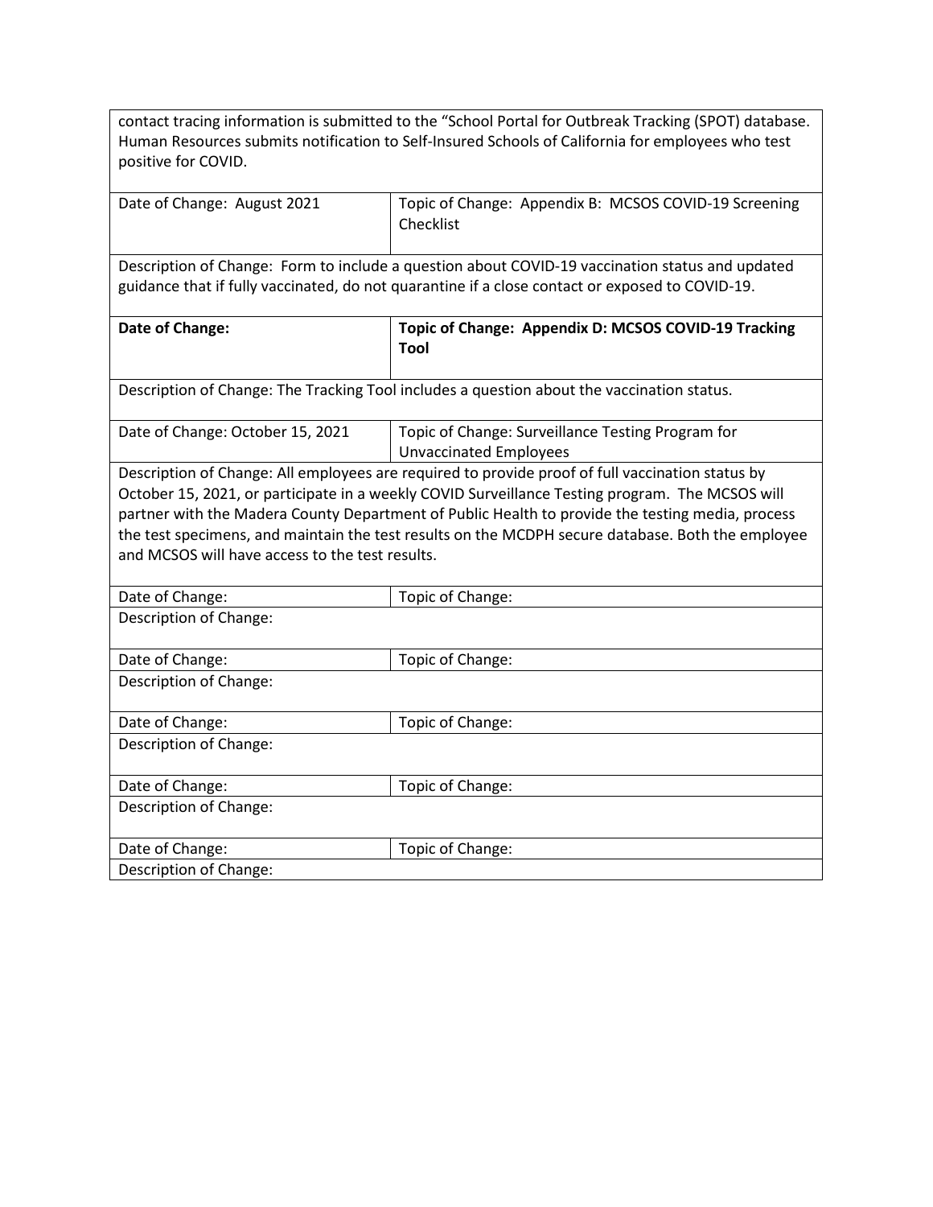| | |
|---|---|
| contact tracing information is submitted to the "School Portal for Outbreak Tracking (SPOT) database. Human Resources submits notification to Self-Insured Schools of California for employees who test positive for COVID. | |
| Date of Change: August 2021 | Topic of Change: Appendix B: MCSOS COVID-19 Screening Checklist |
| Description of Change: Form to include a question about COVID-19 vaccination status and updated guidance that if fully vaccinated, do not quarantine if a close contact or exposed to COVID-19. | |
| **Date of Change:** | **Topic of Change: Appendix D: MCSOS COVID-19 Tracking Tool** |
| Description of Change: The Tracking Tool includes a question about the vaccination status. | |
| Date of Change: October 15, 2021 | Topic of Change: Surveillance Testing Program for Unvaccinated Employees |
| Description of Change: All employees are required to provide proof of full vaccination status by October 15, 2021, or participate in a weekly COVID Surveillance Testing program. The MCSOS will partner with the Madera County Department of Public Health to provide the testing media, process the test specimens, and maintain the test results on the MCDPH secure database. Both the employee and MCSOS will have access to the test results. | |
| Date of Change: | Topic of Change: |
| Description of Change: | |
| Date of Change: | Topic of Change: |
| Description of Change: | |
| Date of Change: | Topic of Change: |
| Description of Change: | |
| Date of Change: | Topic of Change: |
| Description of Change: | |
| Date of Change: | Topic of Change: |
| Description of Change: | |